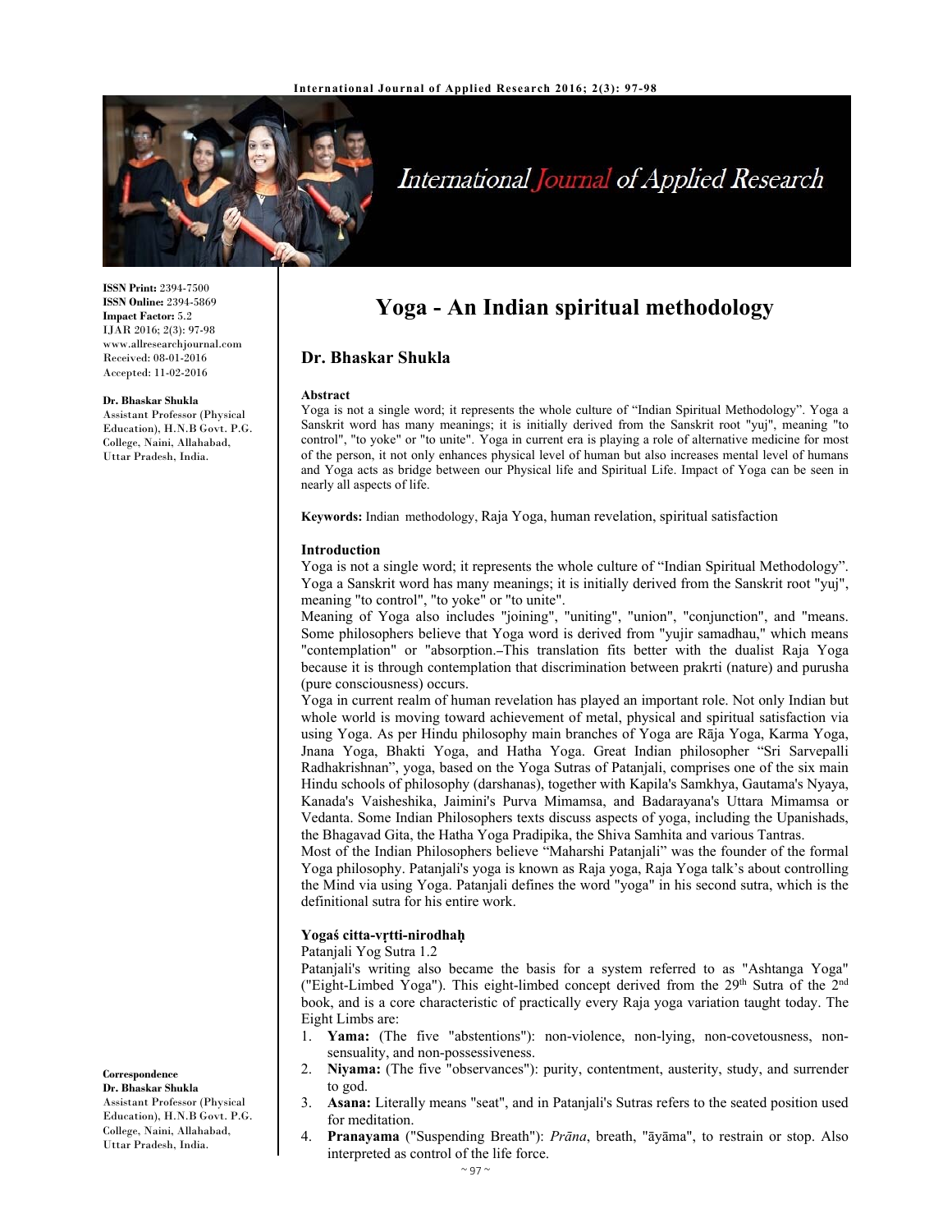# Yoga - An Indian spiritual methodology

**Dr. Bhaskar Shukla**

ISSN Print: 2394-7500
ISSN Online: 2394-5869
Impact Factor: 5.2
IJAR 2016; 2(3): 97-98
www.allresearchjournal.com
Received: 08-01-2016
Accepted: 11-02-2016

**Dr. Bhaskar Shukla**
Assistant Professor (Physical Education), H.N.B Govt. P.G. College, Naini, Allahabad, Uttar Pradesh, India.

**Correspondence**
**Dr. Bhaskar Shukla**
Assistant Professor (Physical Education), H.N.B Govt. P.G. College, Naini, Allahabad, Uttar Pradesh, India.

### Abstract

Yoga is not a single word; it represents the whole culture of "Indian Spiritual Methodology". Yoga a Sanskrit word has many meanings; it is initially derived from the Sanskrit root "yuj", meaning "to control", "to yoke" or "to unite". Yoga in current era is playing a role of alternative medicine for most of the person, it not only enhances physical level of human but also increases mental level of humans and Yoga acts as bridge between our Physical life and Spiritual Life. Impact of Yoga can be seen in nearly all aspects of life.

**Keywords:** Indian methodology, Raja Yoga, human revelation, spiritual satisfaction

### Introduction

Yoga is not a single word; it represents the whole culture of "Indian Spiritual Methodology". Yoga a Sanskrit word has many meanings; it is initially derived from the Sanskrit root "yuj", meaning "to control", "to yoke" or "to unite".

Meaning of Yoga also includes "joining", "uniting", "union", "conjunction", and "means. Some philosophers believe that Yoga word is derived from "yujir samadhau," which means "contemplation" or "absorption.–This translation fits better with the dualist Raja Yoga because it is through contemplation that discrimination between prakrti (nature) and purusha (pure consciousness) occurs.

Yoga in current realm of human revelation has played an important role. Not only Indian but whole world is moving toward achievement of metal, physical and spiritual satisfaction via using Yoga. As per Hindu philosophy main branches of Yoga are Rāja Yoga, Karma Yoga, Jnana Yoga, Bhakti Yoga, and Hatha Yoga. Great Indian philosopher "Sri Sarvepalli Radhakrishnan", yoga, based on the Yoga Sutras of Patanjali, comprises one of the six main Hindu schools of philosophy (darshanas), together with Kapila's Samkhya, Gautama's Nyaya, Kanada's Vaisheshika, Jaimini's Purva Mimamsa, and Badarayana's Uttara Mimamsa or Vedanta. Some Indian Philosophers texts discuss aspects of yoga, including the Upanishads, the Bhagavad Gita, the Hatha Yoga Pradipika, the Shiva Samhita and various Tantras.

Most of the Indian Philosophers believe "Maharshi Patanjali" was the founder of the formal Yoga philosophy. Patanjali's yoga is known as Raja yoga, Raja Yoga talk's about controlling the Mind via using Yoga. Patanjali defines the word "yoga" in his second sutra, which is the definitional sutra for his entire work.

**Yogaś citta-vṛtti-nirodhaḥ**

Patanjali Yog Sutra 1.2

Patanjali's writing also became the basis for a system referred to as "Ashtanga Yoga" ("Eight-Limbed Yoga"). This eight-limbed concept derived from the 29th Sutra of the 2nd book, and is a core characteristic of practically every Raja yoga variation taught today. The Eight Limbs are:

1. **Yama:** (The five "abstentions"): non-violence, non-lying, non-covetousness, non-sensuality, and non-possessiveness.
2. **Niyama:** (The five "observances"): purity, contentment, austerity, study, and surrender to god.
3. **Asana:** Literally means "seat", and in Patanjali's Sutras refers to the seated position used for meditation.
4. **Pranayama** ("Suspending Breath"): *Prāna*, breath, "āyāma", to restrain or stop. Also interpreted as control of the life force.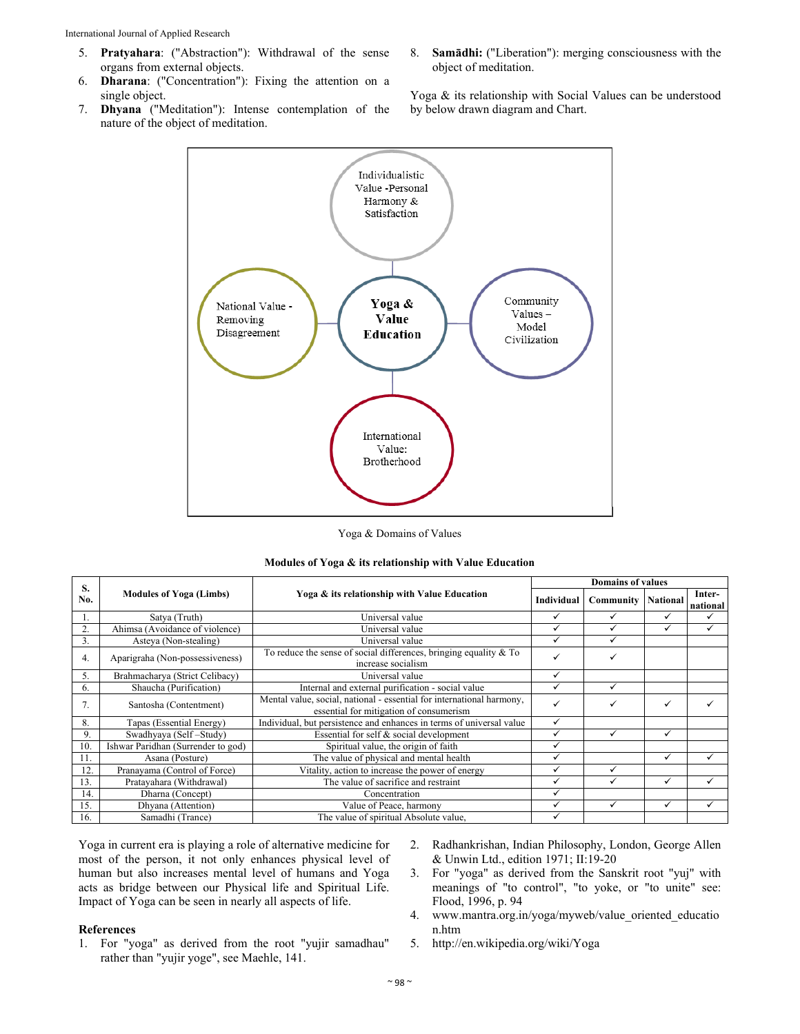5. **Pratyahara**: ("Abstraction"): Withdrawal of the sense organs from external objects.
6. **Dharana**: ("Concentration"): Fixing the attention on a single object.
7. **Dhyana** ("Meditation"): Intense contemplation of the nature of the object of meditation.
8. **Samādhi:** ("Liberation"): merging consciousness with the object of meditation.

Yoga & its relationship with Social Values can be understood by below drawn diagram and Chart.

Individualistic Value -Personal Harmony & Satisfaction

National Value - Removing Disagreement

Yoga & Value Education

Community Values – Model Civilization

International Value: Brotherhood

Yoga & Domains of Values

**Modules of Yoga & its relationship with Value Education**

| S. No. | Modules of Yoga (Limbs) | Yoga & its relationship with Value Education | Domains of values | | | |
|---|---|---|---|---|---|---|
| | | | Individual | Community | National | Inter-national |
| 1. | Satya (Truth) | Universal value | ✓ | ✓ | ✓ | ✓ |
| 2. | Ahimsa (Avoidance of violence) | Universal value | ✓ | ✓ | ✓ | ✓ |
| 3. | Asteya (Non-stealing) | Universal value | ✓ | ✓ | | |
| 4. | Aparigraha (Non-possessiveness) | To reduce the sense of social differences, bringing equality & To increase socialism | ✓ | ✓ | | |
| 5. | Brahmacharya (Strict Celibacy) | Universal value | ✓ | | | |
| 6. | Shaucha (Purification) | Internal and external purification - social value | ✓ | ✓ | | |
| 7. | Santosha (Contentment) | Mental value, social, national - essential for international harmony, essential for mitigation of consumerism | ✓ | ✓ | ✓ | ✓ |
| 8. | Tapas (Essential Energy) | Individual, but persistence and enhances in terms of universal value | ✓ | | | |
| 9. | Swadhyaya (Self –Study) | Essential for self & social development | ✓ | ✓ | ✓ | |
| 10. | Ishwar Paridhan (Surrender to god) | Spiritual value, the origin of faith | ✓ | | | |
| 11. | Asana (Posture) | The value of physical and mental health | ✓ | | ✓ | ✓ |
| 12. | Pranayama (Control of Force) | Vitality, action to increase the power of energy | ✓ | ✓ | | |
| 13. | Pratayahara (Withdrawal) | The value of sacrifice and restraint | ✓ | ✓ | ✓ | ✓ |
| 14. | Dharna (Concept) | Concentration | ✓ | | | |
| 15. | Dhyana (Attention) | Value of Peace, harmony | ✓ | ✓ | ✓ | ✓ |
| 16. | Samadhi (Trance) | The value of spiritual Absolute value, | ✓ | | | |

Yoga in current era is playing a role of alternative medicine for most of the person, it not only enhances physical level of human but also increases mental level of humans and Yoga acts as bridge between our Physical life and Spiritual Life. Impact of Yoga can be seen in nearly all aspects of life.

## References

1. For "yoga" as derived from the root "yujir samadhau" rather than "yujir yoge", see Maehle, 141.
2. Radhankrishan, Indian Philosophy, London, George Allen & Unwin Ltd., edition 1971; II:19-20
3. For "yoga" as derived from the Sanskrit root "yuj" with meanings of "to control", "to yoke, or "to unite" see: Flood, 1996, p. 94
4. www.mantra.org.in/yoga/myweb/value_oriented_education.htm
5. http://en.wikipedia.org/wiki/Yoga